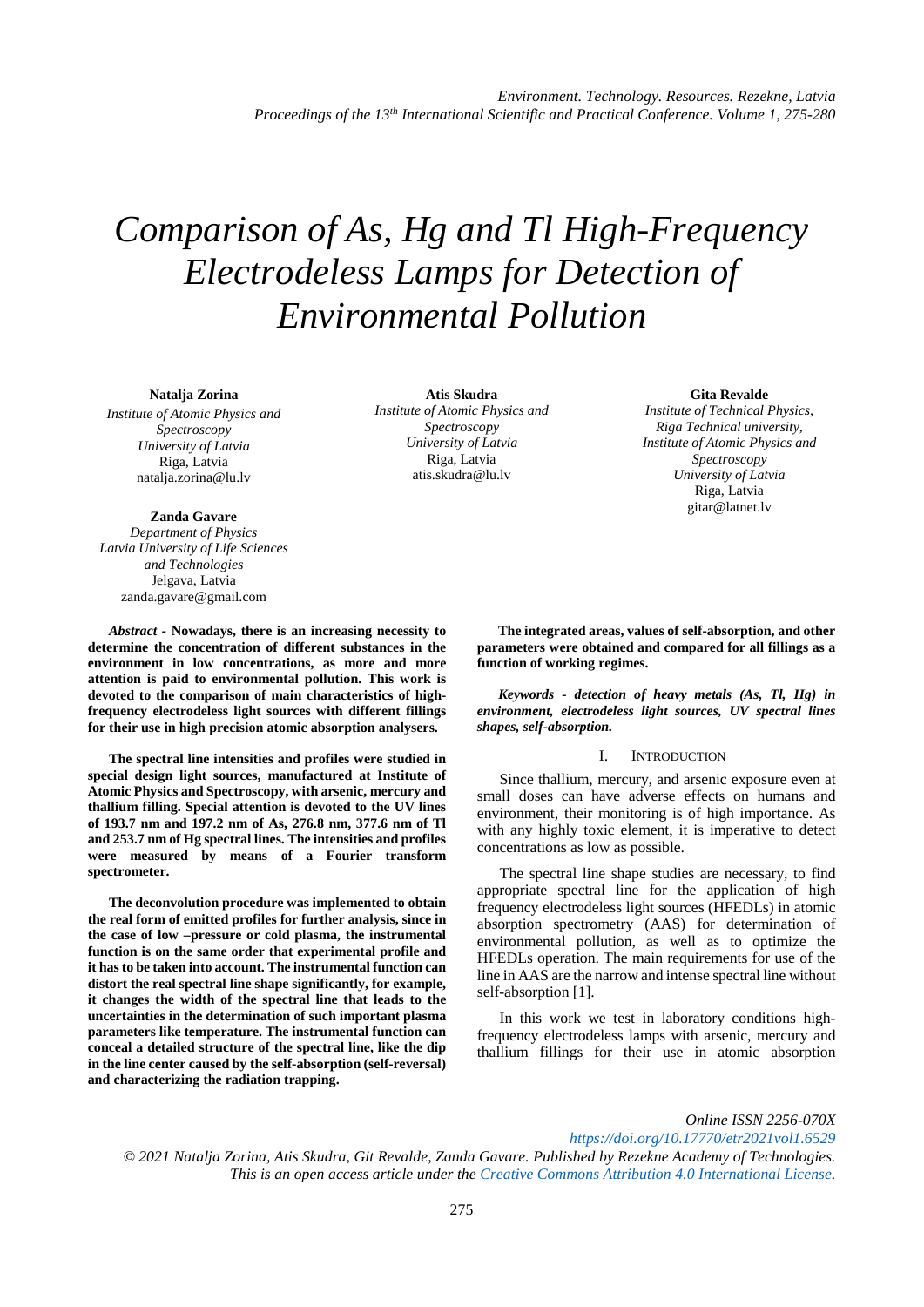# Comparison of As, Hg and Tl High-Frequency Electrodeless Lamps for Detection of Environmental Pollution

**Natalja Zorina**
*Institute of Atomic Physics and Spectroscopy*
*University of Latvia*
Riga, Latvia
natalja.zorina@lu.lv

**Atis Skudra**
*Institute of Atomic Physics and Spectroscopy*
*University of Latvia*
Riga, Latvia
atis.skudra@lu.lv

**Gita Revalde**
*Institute of Technical Physics, Riga Technical university, Institute of Atomic Physics and Spectroscopy*
*University of Latvia*
Riga, Latvia
gitar@latnet.lv

**Zanda Gavare**
*Department of Physics*
*Latvia University of Life Sciences and Technologies*
Jelgava, Latvia
zanda.gavare@gmail.com

***Abstract* - Nowadays, there is an increasing necessity to determine the concentration of different substances in the environment in low concentrations, as more and more attention is paid to environmental pollution. This work is devoted to the comparison of main characteristics of high-frequency electrodeless light sources with different fillings for their use in high precision atomic absorption analysers.**

**The spectral line intensities and profiles were studied in special design light sources, manufactured at Institute of Atomic Physics and Spectroscopy, with arsenic, mercury and thallium filling. Special attention is devoted to the UV lines of 193.7 nm and 197.2 nm of As, 276.8 nm, 377.6 nm of Tl and 253.7 nm of Hg spectral lines. The intensities and profiles were measured by means of a Fourier transform spectrometer.**

**The deconvolution procedure was implemented to obtain the real form of emitted profiles for further analysis, since in the case of low –pressure or cold plasma, the instrumental function is on the same order that experimental profile and it has to be taken into account. The instrumental function can distort the real spectral line shape significantly, for example, it changes the width of the spectral line that leads to the uncertainties in the determination of such important plasma parameters like temperature. The instrumental function can conceal a detailed structure of the spectral line, like the dip in the line center caused by the self-absorption (self-reversal) and characterizing the radiation trapping.**

**The integrated areas, values of self-absorption, and other parameters were obtained and compared for all fillings as a function of working regimes.**

***Keywords - detection of heavy metals (As, Tl, Hg) in environment, electrodeless light sources, UV spectral lines shapes, self-absorption.***

## I. Introduction

Since thallium, mercury, and arsenic exposure even at small doses can have adverse effects on humans and environment, their monitoring is of high importance. As with any highly toxic element, it is imperative to detect concentrations as low as possible.

The spectral line shape studies are necessary, to find appropriate spectral line for the application of high frequency electrodeless light sources (HFEDLs) in atomic absorption spectrometry (AAS) for determination of environmental pollution, as well as to optimize the HFEDLs operation. The main requirements for use of the line in AAS are the narrow and intense spectral line without self-absorption [1].

In this work we test in laboratory conditions high-frequency electrodeless lamps with arsenic, mercury and thallium fillings for their use in atomic absorption

*Online ISSN 2256-070X*
*https://doi.org/10.17770/etr2021vol1.6529*
*© 2021 Natalja Zorina, Atis Skudra, Git Revalde, Zanda Gavare. Published by Rezekne Academy of Technologies. This is an open access article under the Creative Commons Attribution 4.0 International License.*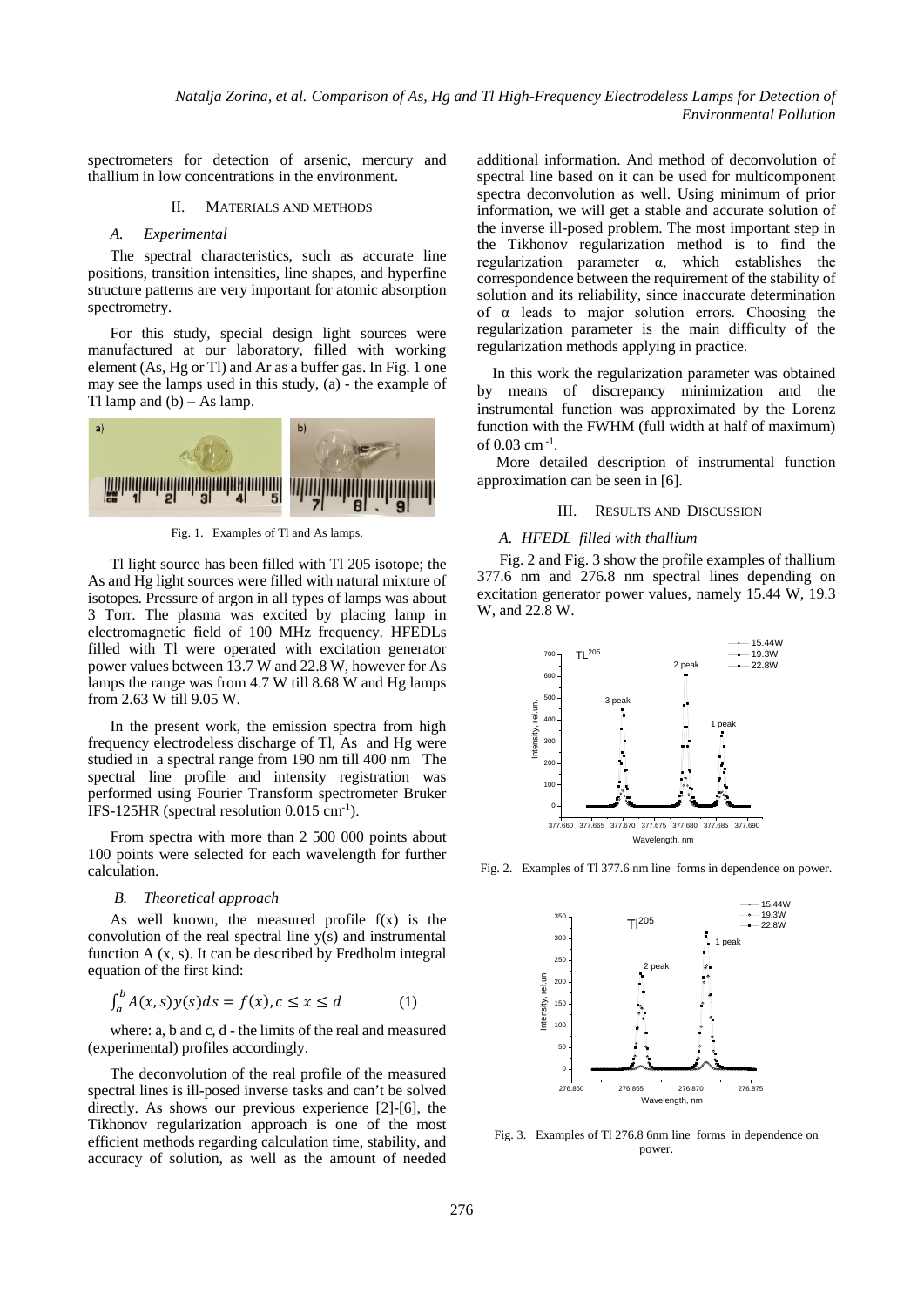spectrometers for detection of arsenic, mercury and thallium in low concentrations in the environment.

## II. Materials and Methods

### A. Experimental

The spectral characteristics, such as accurate line positions, transition intensities, line shapes, and hyperfine structure patterns are very important for atomic absorption spectrometry.

For this study, special design light sources were manufactured at our laboratory, filled with working element (As, Hg or Tl) and Ar as a buffer gas. In Fig. 1 one may see the lamps used in this study, (a) - the example of Tl lamp and (b) – As lamp.

Fig. 1. Examples of Tl and As lamps.

Tl light source has been filled with Tl 205 isotope; the As and Hg light sources were filled with natural mixture of isotopes. Pressure of argon in all types of lamps was about 3 Torr. The plasma was excited by placing lamp in electromagnetic field of 100 MHz frequency. HFEDLs filled with Tl were operated with excitation generator power values between 13.7 W and 22.8 W, however for As lamps the range was from 4.7 W till 8.68 W and Hg lamps from 2.63 W till 9.05 W.

In the present work, the emission spectra from high frequency electrodeless discharge of Tl, As and Hg were studied in a spectral range from 190 nm till 400 nm The spectral line profile and intensity registration was performed using Fourier Transform spectrometer Bruker IFS-125HR (spectral resolution 0.015 $cm^{-1}$).

From spectra with more than 2 500 000 points about 100 points were selected for each wavelength for further calculation.

### B. Theoretical approach

As well known, the measured profile f(x) is the convolution of the real spectral line y(s) and instrumental function A (x, s). It can be described by Fredholm integral equation of the first kind:

$$\int_a^b A(x,s)y(s)ds = f(x), c \leq x \leq d \qquad (1)$$

where: a, b and c, d - the limits of the real and measured (experimental) profiles accordingly.

The deconvolution of the real profile of the measured spectral lines is ill-posed inverse tasks and can't be solved directly. As shows our previous experience [2]-[6], the Tikhonov regularization approach is one of the most efficient methods regarding calculation time, stability, and accuracy of solution, as well as the amount of needed additional information. And method of deconvolution of spectral line based on it can be used for multicomponent spectra deconvolution as well. Using minimum of prior information, we will get a stable and accurate solution of the inverse ill-posed problem. The most important step in the Tikhonov regularization method is to find the regularization parameter α, which establishes the correspondence between the requirement of the stability of solution and its reliability, since inaccurate determination of α leads to major solution errors. Choosing the regularization parameter is the main difficulty of the regularization methods applying in practice.

In this work the regularization parameter was obtained by means of discrepancy minimization and the instrumental function was approximated by the Lorenz function with the FWHM (full width at half of maximum) of 0.03 $cm^{-1}$.

More detailed description of instrumental function approximation can be seen in [6].

## III. Results and Discussion

### A. HFEDL filled with thallium

Fig. 2 and Fig. 3 show the profile examples of thallium 377.6 nm and 276.8 nm spectral lines depending on excitation generator power values, namely 15.44 W, 19.3 W, and 22.8 W.

Fig. 2. Examples of Tl 377.6 nm line forms in dependence on power.

Fig. 3. Examples of Tl 276.8 6nm line forms in dependence on power.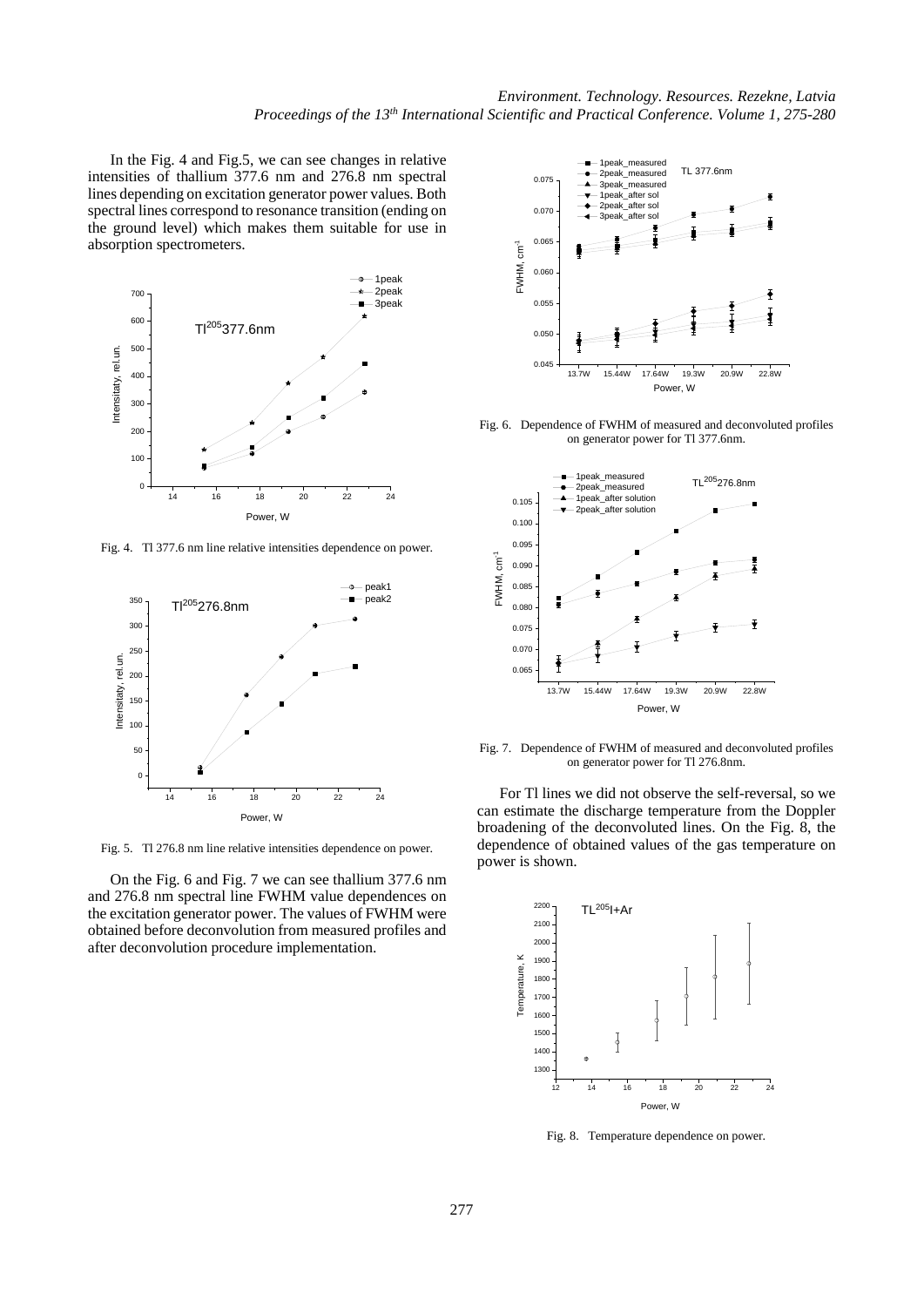In the Fig. 4 and Fig.5, we can see changes in relative intensities of thallium 377.6 nm and 276.8 nm spectral lines depending on excitation generator power values. Both spectral lines correspond to resonance transition (ending on the ground level) which makes them suitable for use in absorption spectrometers.

Fig. 4. Tl 377.6 nm line relative intensities dependence on power.

Fig. 5. Tl 276.8 nm line relative intensities dependence on power.

On the Fig. 6 and Fig. 7 we can see thallium 377.6 nm and 276.8 nm spectral line FWHM value dependences on the excitation generator power. The values of FWHM were obtained before deconvolution from measured profiles and after deconvolution procedure implementation.

Fig. 6. Dependence of FWHM of measured and deconvoluted profiles on generator power for Tl 377.6nm.

Fig. 7. Dependence of FWHM of measured and deconvoluted profiles on generator power for Tl 276.8nm.

For Tl lines we did not observe the self-reversal, so we can estimate the discharge temperature from the Doppler broadening of the deconvoluted lines. On the Fig. 8, the dependence of obtained values of the gas temperature on power is shown.

Fig. 8. Temperature dependence on power.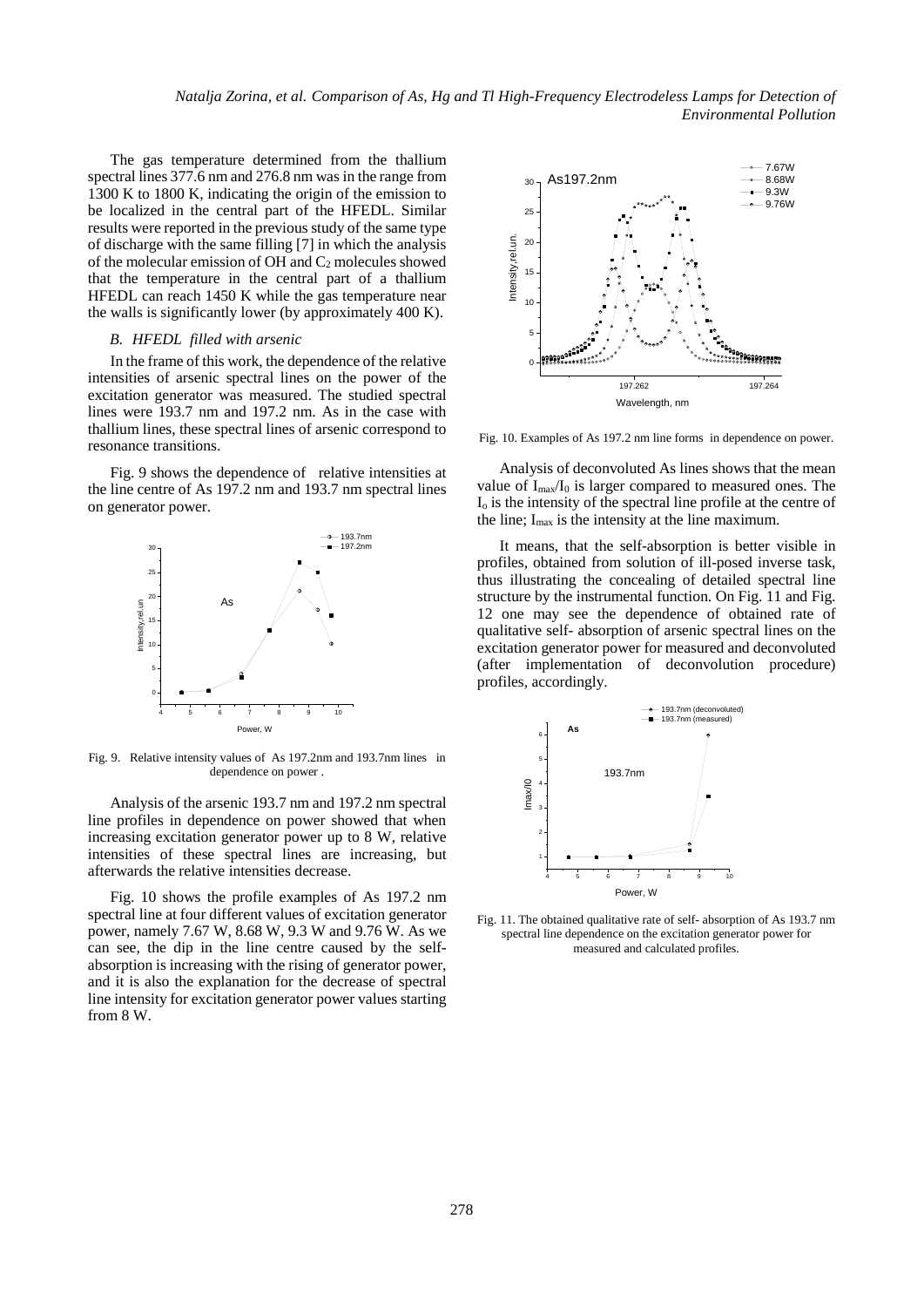The gas temperature determined from the thallium spectral lines 377.6 nm and 276.8 nm was in the range from 1300 K to 1800 K, indicating the origin of the emission to be localized in the central part of the HFEDL. Similar results were reported in the previous study of the same type of discharge with the same filling [7] in which the analysis of the molecular emission of OH and $C_2$ molecules showed that the temperature in the central part of a thallium HFEDL can reach 1450 K while the gas temperature near the walls is significantly lower (by approximately 400 K).

### *B. HFEDL filled with arsenic*

In the frame of this work, the dependence of the relative intensities of arsenic spectral lines on the power of the excitation generator was measured. The studied spectral lines were 193.7 nm and 197.2 nm. As in the case with thallium lines, these spectral lines of arsenic correspond to resonance transitions.

Fig. 9 shows the dependence of relative intensities at the line centre of As 197.2 nm and 193.7 nm spectral lines on generator power.

Fig. 9. Relative intensity values of As 197.2nm and 193.7nm lines in dependence on power .

Analysis of the arsenic 193.7 nm and 197.2 nm spectral line profiles in dependence on power showed that when increasing excitation generator power up to 8 W, relative intensities of these spectral lines are increasing, but afterwards the relative intensities decrease.

Fig. 10 shows the profile examples of As 197.2 nm spectral line at four different values of excitation generator power, namely 7.67 W, 8.68 W, 9.3 W and 9.76 W. As we can see, the dip in the line centre caused by the self-absorption is increasing with the rising of generator power, and it is also the explanation for the decrease of spectral line intensity for excitation generator power values starting from 8 W.

Fig. 10. Examples of As 197.2 nm line forms in dependence on power.

Analysis of deconvoluted As lines shows that the mean value of $I_{max}/I_0$ is larger compared to measured ones. The $I_o$ is the intensity of the spectral line profile at the centre of the line; $I_{max}$ is the intensity at the line maximum.

It means, that the self-absorption is better visible in profiles, obtained from solution of ill-posed inverse task, thus illustrating the concealing of detailed spectral line structure by the instrumental function. On Fig. 11 and Fig. 12 one may see the dependence of obtained rate of qualitative self- absorption of arsenic spectral lines on the excitation generator power for measured and deconvoluted (after implementation of deconvolution procedure) profiles, accordingly.

Fig. 11. The obtained qualitative rate of self- absorption of As 193.7 nm spectral line dependence on the excitation generator power for measured and calculated profiles.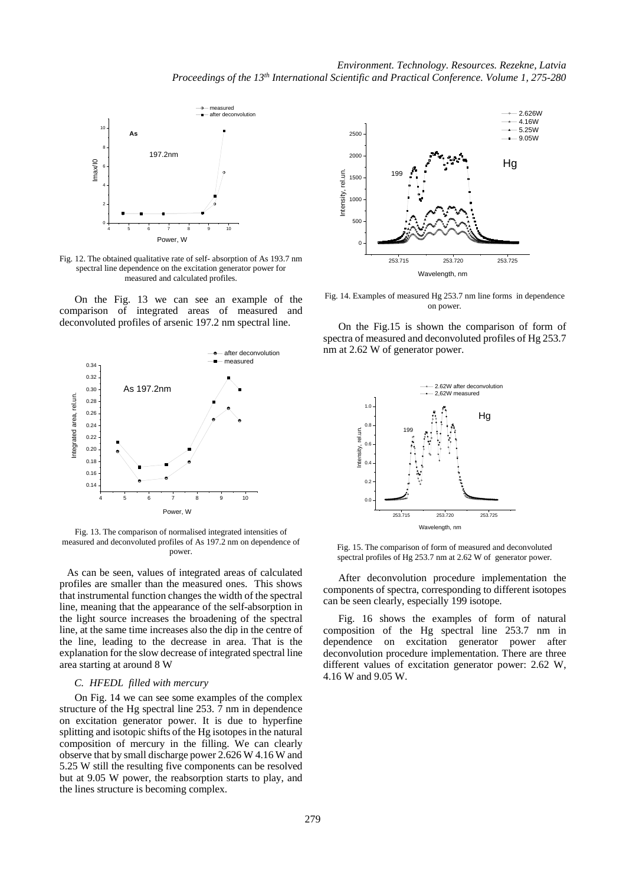Fig. 12. The obtained qualitative rate of self- absorption of As 193.7 nm spectral line dependence on the excitation generator power for measured and calculated profiles.

On the Fig. 13 we can see an example of the comparison of integrated areas of measured and deconvoluted profiles of arsenic 197.2 nm spectral line.

Fig. 13. The comparison of normalised integrated intensities of measured and deconvoluted profiles of As 197.2 nm on dependence of power.

As can be seen, values of integrated areas of calculated profiles are smaller than the measured ones. This shows that instrumental function changes the width of the spectral line, meaning that the appearance of the self-absorption in the light source increases the broadening of the spectral line, at the same time increases also the dip in the centre of the line, leading to the decrease in area. That is the explanation for the slow decrease of integrated spectral line area starting at around 8 W

### *C. HFEDL filled with mercury*

On Fig. 14 we can see some examples of the complex structure of the Hg spectral line 253. 7 nm in dependence on excitation generator power. It is due to hyperfine splitting and isotopic shifts of the Hg isotopes in the natural composition of mercury in the filling. We can clearly observe that by small discharge power 2.626 W 4.16 W and 5.25 W still the resulting five components can be resolved but at 9.05 W power, the reabsorption starts to play, and the lines structure is becoming complex.

Fig. 14. Examples of measured Hg 253.7 nm line forms in dependence on power.

On the Fig.15 is shown the comparison of form of spectra of measured and deconvoluted profiles of Hg 253.7 nm at 2.62 W of generator power.

Fig. 15. The comparison of form of measured and deconvoluted spectral profiles of Hg 253.7 nm at 2.62 W of generator power.

After deconvolution procedure implementation the components of spectra, corresponding to different isotopes can be seen clearly, especially 199 isotope.

Fig. 16 shows the examples of form of natural composition of the Hg spectral line 253.7 nm in dependence on excitation generator power after deconvolution procedure implementation. There are three different values of excitation generator power: 2.62 W, 4.16 W and 9.05 W.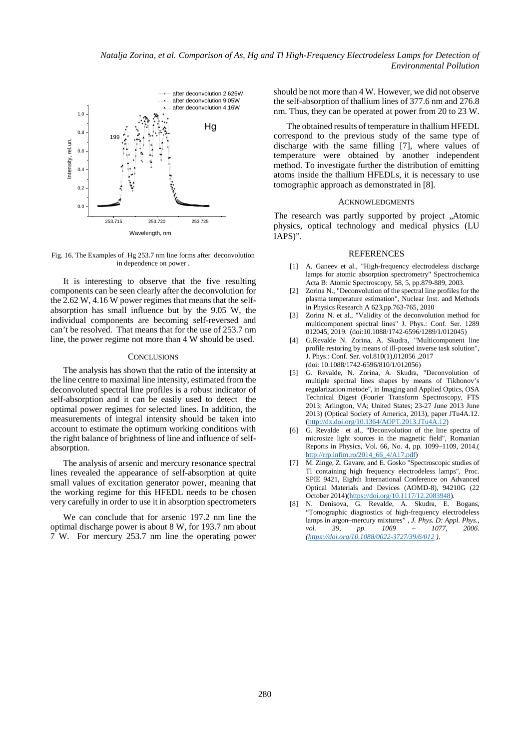after deconvolution 2.626W
after deconvolution 9.05W
after deconvolution 4.16W

Hg

199

Intensity, rel.un.

1.0
0.8
0.6
0.4
0.2
0.0

253.715
253.720
253.725

Wavelength, nm

Fig. 16. The Examples of Hg 253.7 nm line forms after deconvolution in dependence on power .

It is interesting to observe that the five resulting components can be seen clearly after the deconvolution for the 2.62 W, 4.16 W power regimes that means that the self-absorption has small influence but by the 9.05 W, the individual components are becoming self-reversed and can't be resolved. That means that for the use of 253.7 nm line, the power regime not more than 4 W should be used.

## Conclusions

The analysis has shown that the ratio of the intensity at the line centre to maximal line intensity, estimated from the deconvoluted spectral line profiles is a robust indicator of self-absorption and it can be easily used to detect the optimal power regimes for selected lines. In addition, the measurements of integral intensity should be taken into account to estimate the optimum working conditions with the right balance of brightness of line and influence of self-absorption.

The analysis of arsenic and mercury resonance spectral lines revealed the appearance of self-absorption at quite small values of excitation generator power, meaning that the working regime for this HFEDL needs to be chosen very carefully in order to use it in absorption spectrometers

We can conclude that for arsenic 197.2 nm line the optimal discharge power is about 8 W, for 193.7 nm about 7 W. For mercury 253.7 nm line the operating power should be not more than 4 W. However, we did not observe the self-absorption of thallium lines of 377.6 nm and 276.8 nm. Thus, they can be operated at power from 20 to 23 W.

The obtained results of temperature in thallium HFEDL correspond to the previous study of the same type of discharge with the same filling [7], where values of temperature were obtained by another independent method. To investigate further the distribution of emitting atoms inside the thallium HFEDLs, it is necessary to use tomographic approach as demonstrated in [8].

## Acknowledgments

The research was partly supported by project „Atomic physics, optical technology and medical physics (LU IAPS)".

## References

[1] A. Ganeev et al., "High-frequency electrodeless discharge lamps for atomic absorption spectrometry" Spectrochemica Acta B: Atomic Spectroscopy, 58, 5, pp.879-889, 2003.

[2] Zorina N., "Deconvolution of the spectral line profiles for the plasma temperature estimation", Nuclear Inst. and Methods in Physics Research A 623,pp.763-765, 2010

[3] Zorina N. et al., "Validity of the deconvolution method for multicomponent spectral lines" J. Phys.: Conf. Ser. 1289 012045, 2019. (doi:10.1088/1742-6596/1289/1/012045)

[4] G.Revalde N. Zorina, A. Skudra, "Multicomponent line profile restoring by means of ill-posed inverse task solution", J. Phys.: Conf. Ser. vol.810(1),012056 ,2017 (doi: 10.1088/1742-6596/810/1/012056)

[5] G. Revalde, N. Zorina, A. Skudra, "Deconvolution of multiple spectral lines shapes by means of Tikhonov's regularization metode", in Imaging and Applied Optics, OSA Technical Digest (Fourier Transform Spectroscopy, FTS 2013; Arlington, VA; United States; 23-27 June 2013 June 2013) (Optical Society of America, 2013), paper JTu4A.12. (http://dx.doi.org/10.1364/AOPT.2013.JTu4A.12)

[6] G. Revalde et al., "Deconvolution of the line spectra of microsize light sources in the magnetic field", Romanian Reports in Physics, Vol. 66, No. 4, pp. 1099–1109, 2014.( http://rrp.infim.ro/2014_66_4/A17.pdf)

[7] M. Zinge, Z. Gavare, and E. Gosko "Spectroscopic studies of Tl containing high frequency electrodeless lamps", Proc. SPIE 9421, Eighth International Conference on Advanced Optical Materials and Devices (AOMD-8), 94210G (22 October 2014)(https://doi.org/10.1117/12.2083948).

[8] N. Denisova, G. Revalde, A. Skudra, E. Bogans, "Tomographic diagnostics of high-frequency electrodeless lamps in argon–mercury mixtures" , *J. Phys. D: Appl. Phys., vol. 39, pp. 1069 – 1077, 2006. (https://doi.org/10.1088/0022-3727/39/6/012 ).*